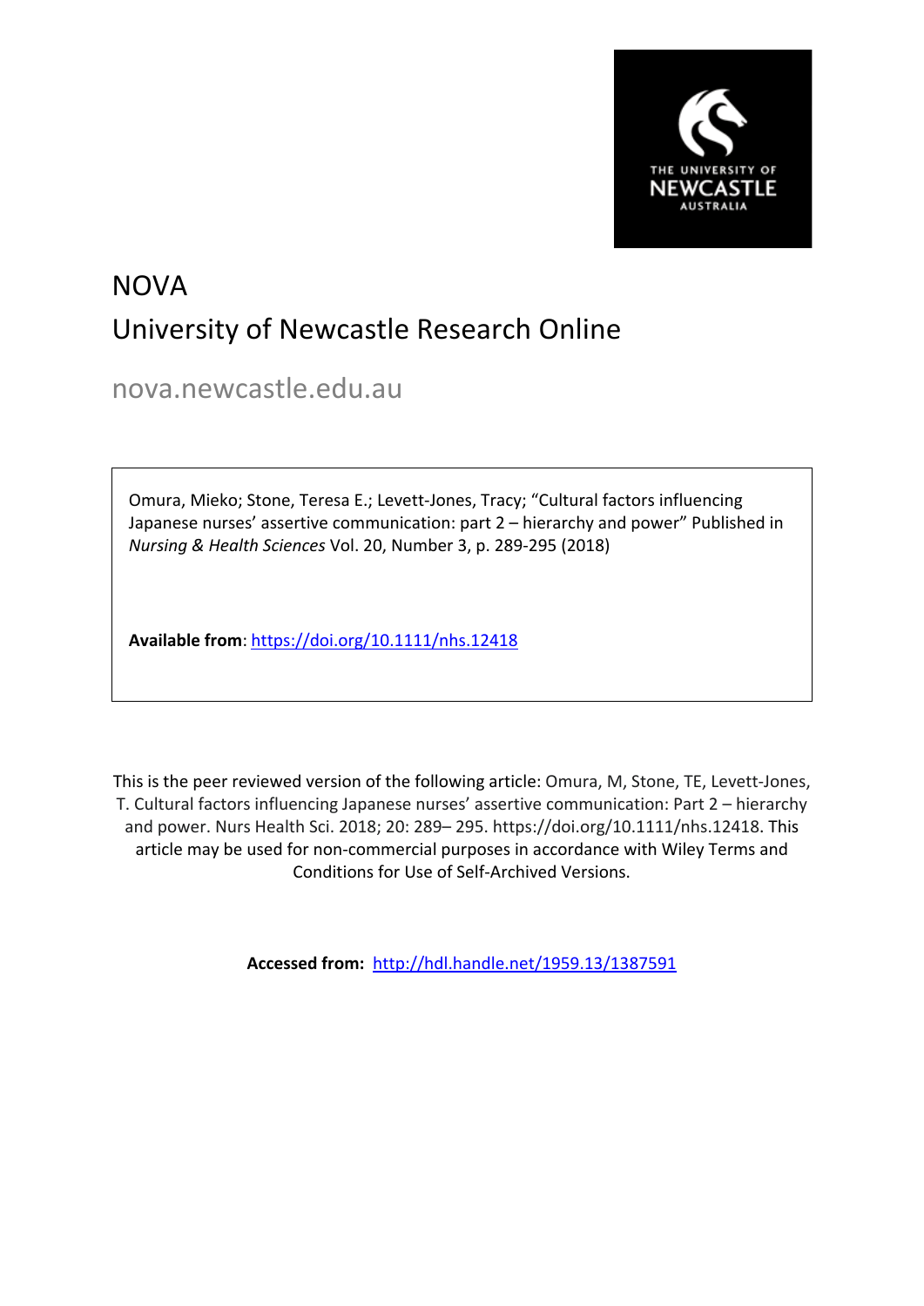THE UNIVERSITY OF NEWCASTLE AUSTRALIA

# NOVA
# University of Newcastle Research Online

nova.newcastle.edu.au

Omura, Mieko; Stone, Teresa E.; Levett-Jones, Tracy; "Cultural factors influencing Japanese nurses' assertive communication: part 2 – hierarchy and power" Published in *Nursing & Health Sciences* Vol. 20, Number 3, p. 289-295 (2018)

**Available from**: https://doi.org/10.1111/nhs.12418

This is the peer reviewed version of the following article: Omura, M, Stone, TE, Levett-Jones, T. Cultural factors influencing Japanese nurses' assertive communication: Part 2 – hierarchy and power. Nurs Health Sci. 2018; 20: 289– 295. https://doi.org/10.1111/nhs.12418. This article may be used for non-commercial purposes in accordance with Wiley Terms and Conditions for Use of Self-Archived Versions.

**Accessed from:** http://hdl.handle.net/1959.13/1387591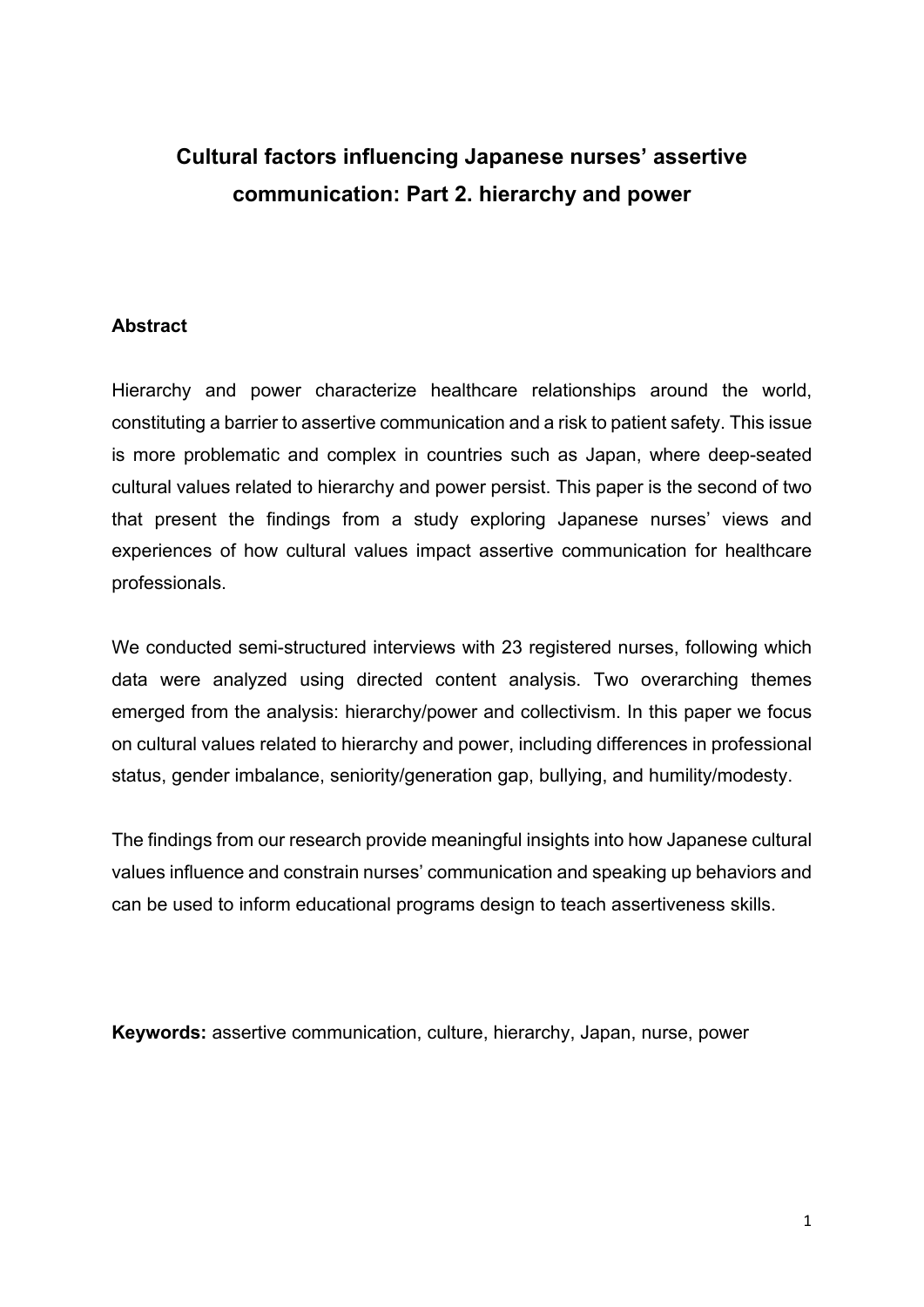# Cultural factors influencing Japanese nurses' assertive communication: Part 2. hierarchy and power

## Abstract

Hierarchy and power characterize healthcare relationships around the world, constituting a barrier to assertive communication and a risk to patient safety. This issue is more problematic and complex in countries such as Japan, where deep-seated cultural values related to hierarchy and power persist. This paper is the second of two that present the findings from a study exploring Japanese nurses' views and experiences of how cultural values impact assertive communication for healthcare professionals.

We conducted semi-structured interviews with 23 registered nurses, following which data were analyzed using directed content analysis. Two overarching themes emerged from the analysis: hierarchy/power and collectivism. In this paper we focus on cultural values related to hierarchy and power, including differences in professional status, gender imbalance, seniority/generation gap, bullying, and humility/modesty.

The findings from our research provide meaningful insights into how Japanese cultural values influence and constrain nurses' communication and speaking up behaviors and can be used to inform educational programs design to teach assertiveness skills.

**Keywords:** assertive communication, culture, hierarchy, Japan, nurse, power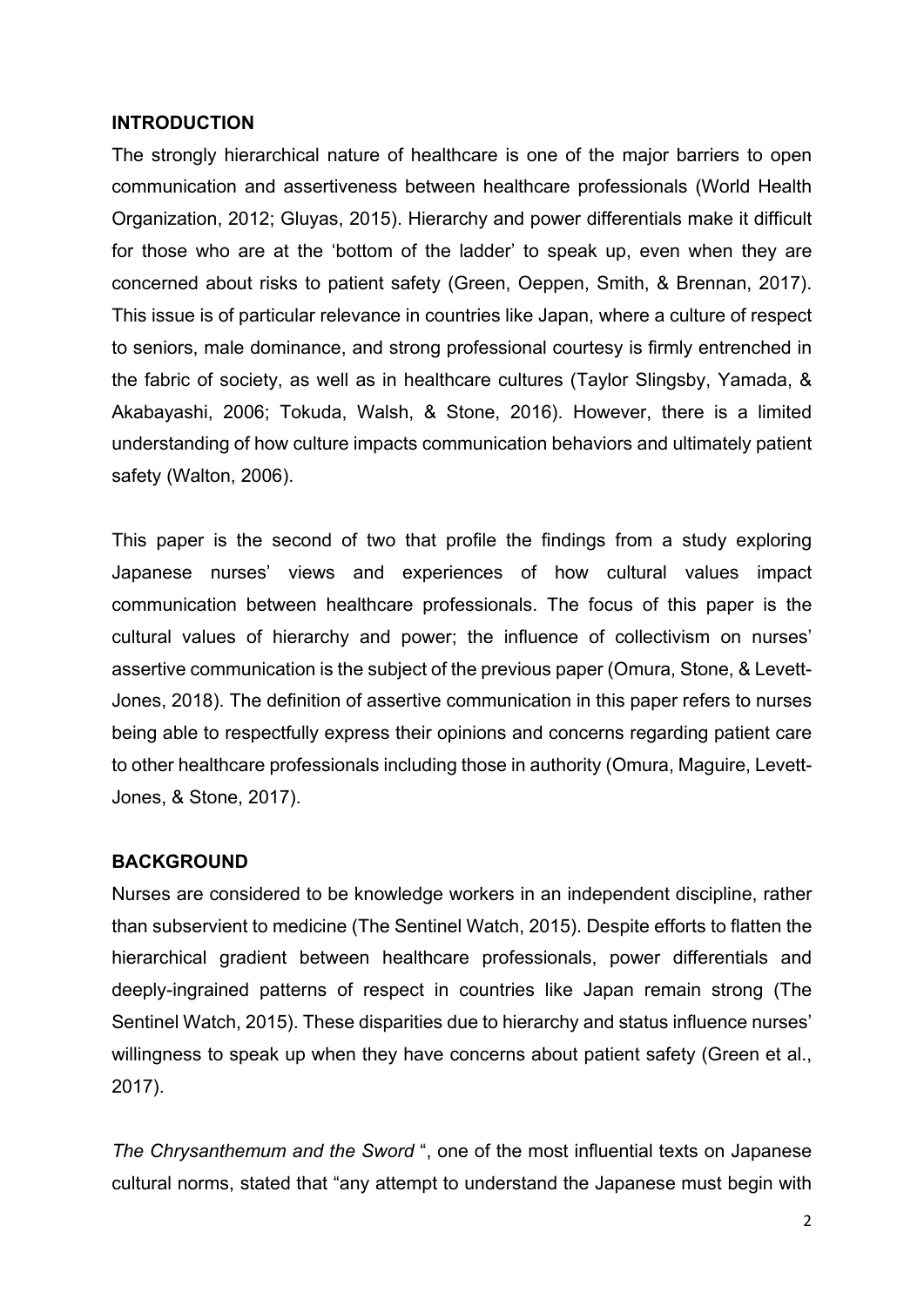## INTRODUCTION

The strongly hierarchical nature of healthcare is one of the major barriers to open communication and assertiveness between healthcare professionals (World Health Organization, 2012; Gluyas, 2015). Hierarchy and power differentials make it difficult for those who are at the 'bottom of the ladder' to speak up, even when they are concerned about risks to patient safety (Green, Oeppen, Smith, & Brennan, 2017). This issue is of particular relevance in countries like Japan, where a culture of respect to seniors, male dominance, and strong professional courtesy is firmly entrenched in the fabric of society, as well as in healthcare cultures (Taylor Slingsby, Yamada, & Akabayashi, 2006; Tokuda, Walsh, & Stone, 2016). However, there is a limited understanding of how culture impacts communication behaviors and ultimately patient safety (Walton, 2006).

This paper is the second of two that profile the findings from a study exploring Japanese nurses' views and experiences of how cultural values impact communication between healthcare professionals. The focus of this paper is the cultural values of hierarchy and power; the influence of collectivism on nurses' assertive communication is the subject of the previous paper (Omura, Stone, & Levett-Jones, 2018). The definition of assertive communication in this paper refers to nurses being able to respectfully express their opinions and concerns regarding patient care to other healthcare professionals including those in authority (Omura, Maguire, Levett-Jones, & Stone, 2017).

## BACKGROUND

Nurses are considered to be knowledge workers in an independent discipline, rather than subservient to medicine (The Sentinel Watch, 2015). Despite efforts to flatten the hierarchical gradient between healthcare professionals, power differentials and deeply-ingrained patterns of respect in countries like Japan remain strong (The Sentinel Watch, 2015). These disparities due to hierarchy and status influence nurses' willingness to speak up when they have concerns about patient safety (Green et al., 2017).

*The Chrysanthemum and the Sword* ", one of the most influential texts on Japanese cultural norms, stated that "any attempt to understand the Japanese must begin with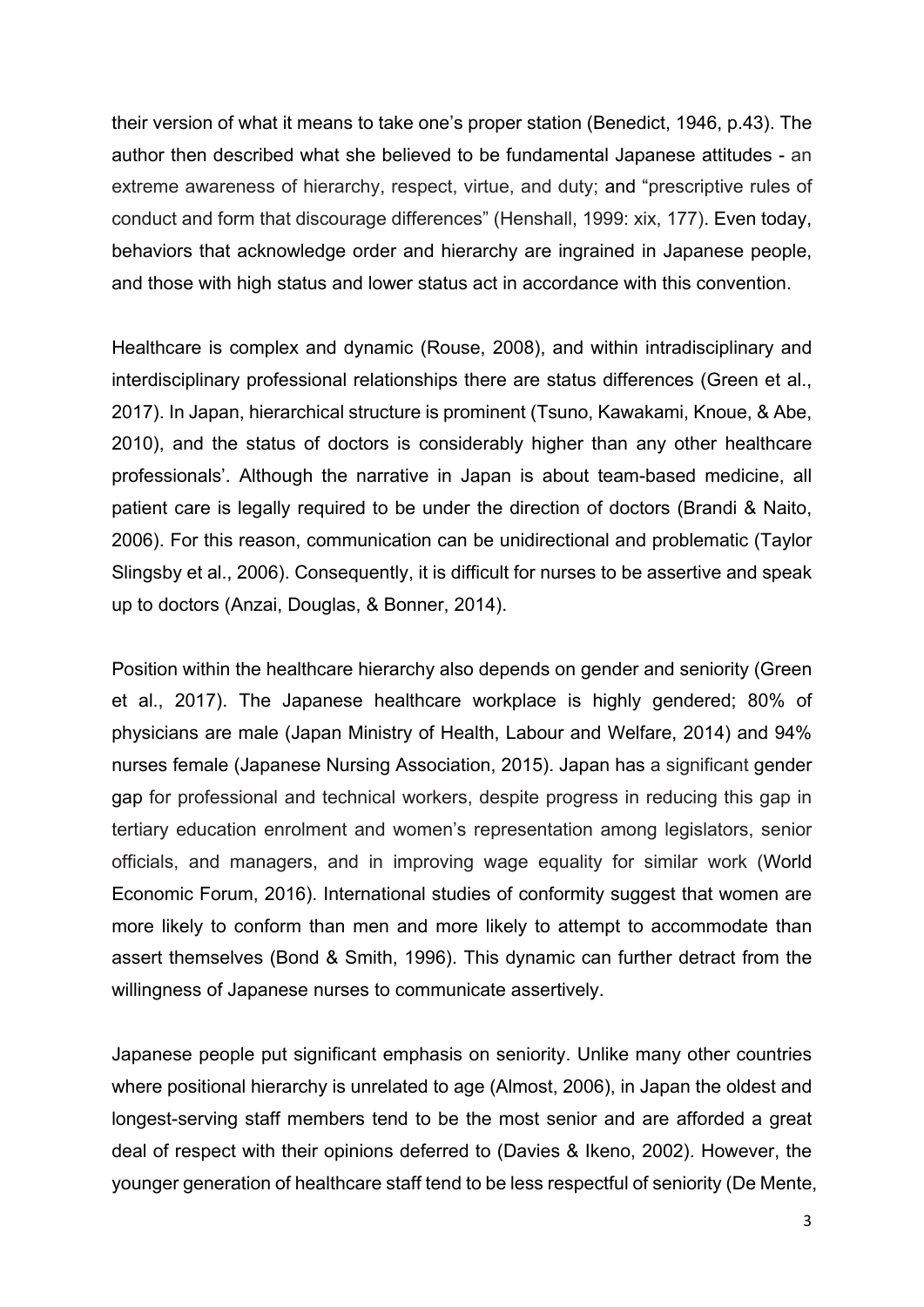their version of what it means to take one's proper station (Benedict, 1946, p.43). The author then described what she believed to be fundamental Japanese attitudes - an extreme awareness of hierarchy, respect, virtue, and duty; and "prescriptive rules of conduct and form that discourage differences" (Henshall, 1999: xix, 177). Even today, behaviors that acknowledge order and hierarchy are ingrained in Japanese people, and those with high status and lower status act in accordance with this convention.

Healthcare is complex and dynamic (Rouse, 2008), and within intradisciplinary and interdisciplinary professional relationships there are status differences (Green et al., 2017). In Japan, hierarchical structure is prominent (Tsuno, Kawakami, Knoue, & Abe, 2010), and the status of doctors is considerably higher than any other healthcare professionals'. Although the narrative in Japan is about team-based medicine, all patient care is legally required to be under the direction of doctors (Brandi & Naito, 2006). For this reason, communication can be unidirectional and problematic (Taylor Slingsby et al., 2006). Consequently, it is difficult for nurses to be assertive and speak up to doctors (Anzai, Douglas, & Bonner, 2014).

Position within the healthcare hierarchy also depends on gender and seniority (Green et al., 2017). The Japanese healthcare workplace is highly gendered; 80% of physicians are male (Japan Ministry of Health, Labour and Welfare, 2014) and 94% nurses female (Japanese Nursing Association, 2015). Japan has a significant gender gap for professional and technical workers, despite progress in reducing this gap in tertiary education enrolment and women's representation among legislators, senior officials, and managers, and in improving wage equality for similar work (World Economic Forum, 2016). International studies of conformity suggest that women are more likely to conform than men and more likely to attempt to accommodate than assert themselves (Bond & Smith, 1996). This dynamic can further detract from the willingness of Japanese nurses to communicate assertively.

Japanese people put significant emphasis on seniority. Unlike many other countries where positional hierarchy is unrelated to age (Almost, 2006), in Japan the oldest and longest-serving staff members tend to be the most senior and are afforded a great deal of respect with their opinions deferred to (Davies & Ikeno, 2002). However, the younger generation of healthcare staff tend to be less respectful of seniority (De Mente,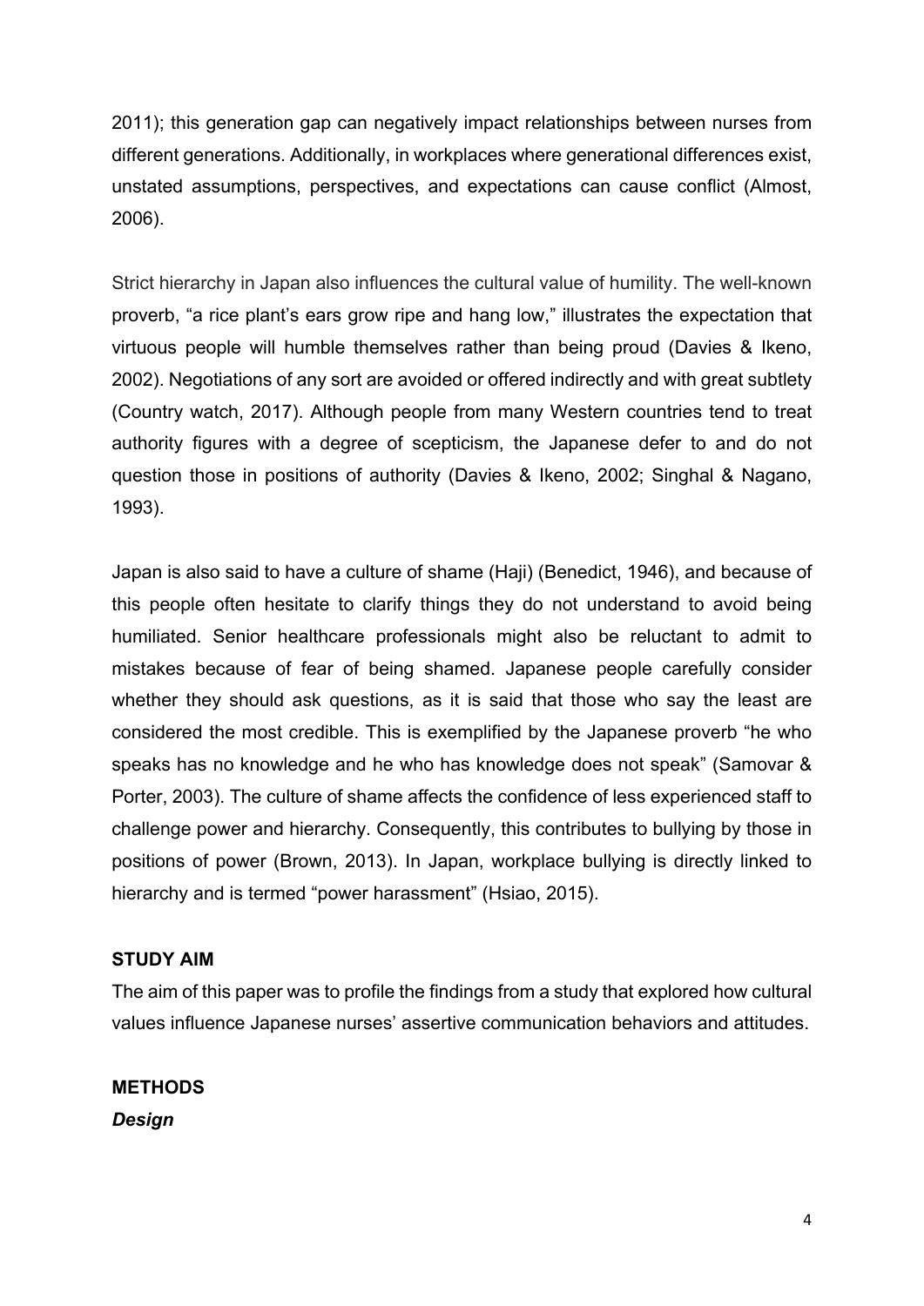2011); this generation gap can negatively impact relationships between nurses from different generations. Additionally, in workplaces where generational differences exist, unstated assumptions, perspectives, and expectations can cause conflict (Almost, 2006).

Strict hierarchy in Japan also influences the cultural value of humility. The well-known proverb, "a rice plant's ears grow ripe and hang low," illustrates the expectation that virtuous people will humble themselves rather than being proud (Davies & Ikeno, 2002). Negotiations of any sort are avoided or offered indirectly and with great subtlety (Country watch, 2017). Although people from many Western countries tend to treat authority figures with a degree of scepticism, the Japanese defer to and do not question those in positions of authority (Davies & Ikeno, 2002; Singhal & Nagano, 1993).

Japan is also said to have a culture of shame (Haji) (Benedict, 1946), and because of this people often hesitate to clarify things they do not understand to avoid being humiliated. Senior healthcare professionals might also be reluctant to admit to mistakes because of fear of being shamed. Japanese people carefully consider whether they should ask questions, as it is said that those who say the least are considered the most credible. This is exemplified by the Japanese proverb "he who speaks has no knowledge and he who has knowledge does not speak" (Samovar & Porter, 2003). The culture of shame affects the confidence of less experienced staff to challenge power and hierarchy. Consequently, this contributes to bullying by those in positions of power (Brown, 2013). In Japan, workplace bullying is directly linked to hierarchy and is termed "power harassment" (Hsiao, 2015).

## STUDY AIM

The aim of this paper was to profile the findings from a study that explored how cultural values influence Japanese nurses' assertive communication behaviors and attitudes.

## METHODS

### *Design*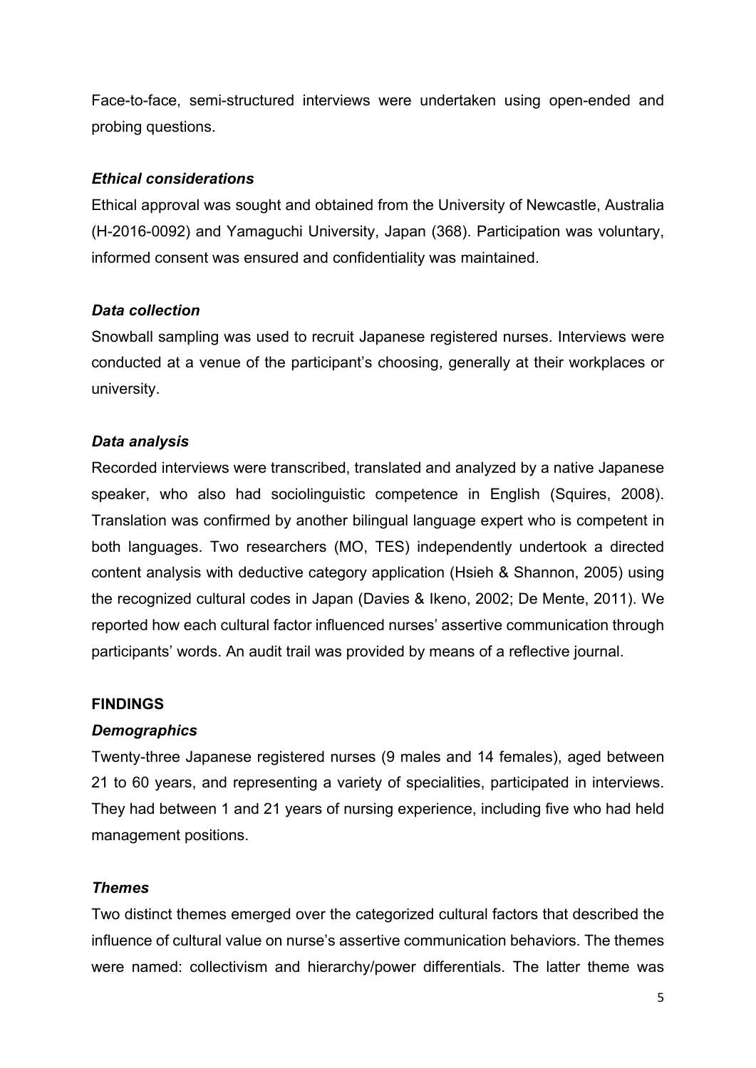Face-to-face, semi-structured interviews were undertaken using open-ended and probing questions.

### *Ethical considerations*

Ethical approval was sought and obtained from the University of Newcastle, Australia (H-2016-0092) and Yamaguchi University, Japan (368). Participation was voluntary, informed consent was ensured and confidentiality was maintained.

### *Data collection*

Snowball sampling was used to recruit Japanese registered nurses. Interviews were conducted at a venue of the participant's choosing, generally at their workplaces or university.

### *Data analysis*

Recorded interviews were transcribed, translated and analyzed by a native Japanese speaker, who also had sociolinguistic competence in English (Squires, 2008). Translation was confirmed by another bilingual language expert who is competent in both languages. Two researchers (MO, TES) independently undertook a directed content analysis with deductive category application (Hsieh & Shannon, 2005) using the recognized cultural codes in Japan (Davies & Ikeno, 2002; De Mente, 2011). We reported how each cultural factor influenced nurses' assertive communication through participants' words. An audit trail was provided by means of a reflective journal.

## FINDINGS

### *Demographics*

Twenty-three Japanese registered nurses (9 males and 14 females), aged between 21 to 60 years, and representing a variety of specialities, participated in interviews. They had between 1 and 21 years of nursing experience, including five who had held management positions.

### *Themes*

Two distinct themes emerged over the categorized cultural factors that described the influence of cultural value on nurse's assertive communication behaviors. The themes were named: collectivism and hierarchy/power differentials. The latter theme was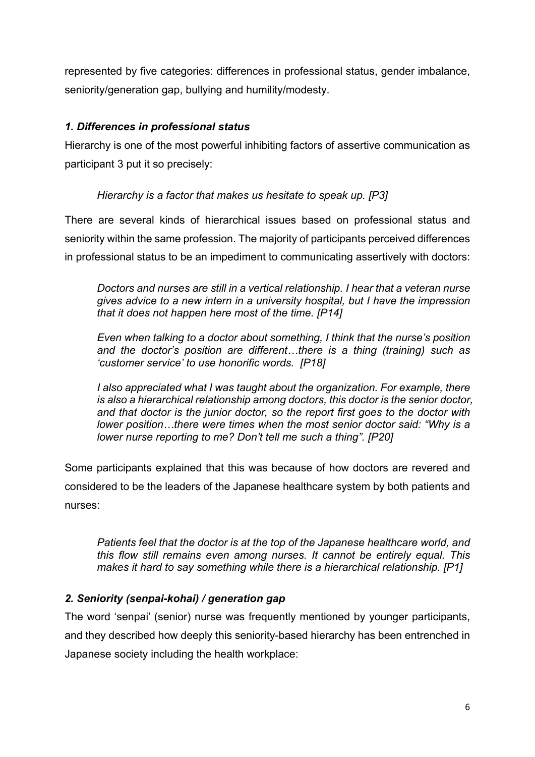represented by five categories: differences in professional status, gender imbalance, seniority/generation gap, bullying and humility/modesty.

### *1. Differences in professional status*

Hierarchy is one of the most powerful inhibiting factors of assertive communication as participant 3 put it so precisely:

> *Hierarchy is a factor that makes us hesitate to speak up. [P3]*

There are several kinds of hierarchical issues based on professional status and seniority within the same profession. The majority of participants perceived differences in professional status to be an impediment to communicating assertively with doctors:

> *Doctors and nurses are still in a vertical relationship. I hear that a veteran nurse gives advice to a new intern in a university hospital, but I have the impression that it does not happen here most of the time. [P14]*
>
> *Even when talking to a doctor about something, I think that the nurse's position and the doctor's position are different…there is a thing (training) such as 'customer service' to use honorific words. [P18]*
>
> *I also appreciated what I was taught about the organization. For example, there is also a hierarchical relationship among doctors, this doctor is the senior doctor, and that doctor is the junior doctor, so the report first goes to the doctor with lower position…there were times when the most senior doctor said: "Why is a lower nurse reporting to me? Don't tell me such a thing". [P20]*

Some participants explained that this was because of how doctors are revered and considered to be the leaders of the Japanese healthcare system by both patients and nurses:

> *Patients feel that the doctor is at the top of the Japanese healthcare world, and this flow still remains even among nurses. It cannot be entirely equal. This makes it hard to say something while there is a hierarchical relationship. [P1]*

### *2. Seniority (senpai-kohai) / generation gap*

The word 'senpai' (senior) nurse was frequently mentioned by younger participants, and they described how deeply this seniority-based hierarchy has been entrenched in Japanese society including the health workplace: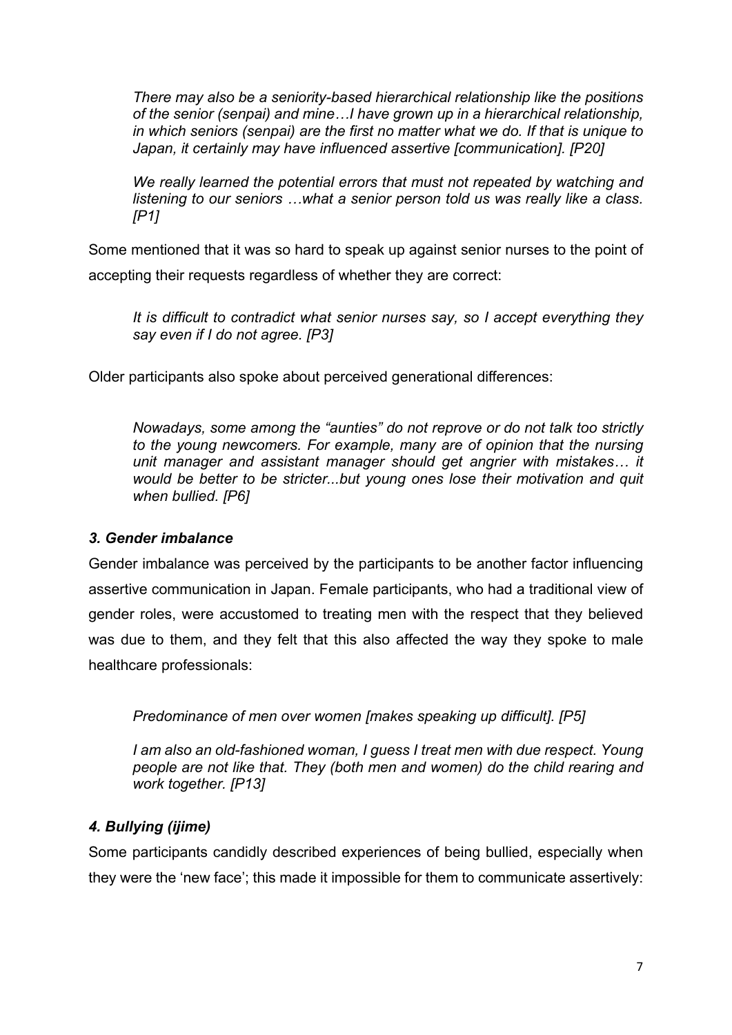*There may also be a seniority-based hierarchical relationship like the positions of the senior (senpai) and mine…I have grown up in a hierarchical relationship, in which seniors (senpai) are the first no matter what we do. If that is unique to Japan, it certainly may have influenced assertive [communication]. [P20]*

*We really learned the potential errors that must not repeated by watching and listening to our seniors …what a senior person told us was really like a class. [P1]*

Some mentioned that it was so hard to speak up against senior nurses to the point of accepting their requests regardless of whether they are correct:

*It is difficult to contradict what senior nurses say, so I accept everything they say even if I do not agree. [P3]*

Older participants also spoke about perceived generational differences:

*Nowadays, some among the "aunties" do not reprove or do not talk too strictly to the young newcomers. For example, many are of opinion that the nursing unit manager and assistant manager should get angrier with mistakes… it would be better to be stricter...but young ones lose their motivation and quit when bullied. [P6]*

### *3. Gender imbalance*

Gender imbalance was perceived by the participants to be another factor influencing assertive communication in Japan. Female participants, who had a traditional view of gender roles, were accustomed to treating men with the respect that they believed was due to them, and they felt that this also affected the way they spoke to male healthcare professionals:

*Predominance of men over women [makes speaking up difficult]. [P5]*

*I am also an old-fashioned woman, I guess I treat men with due respect. Young people are not like that. They (both men and women) do the child rearing and work together. [P13]*

### *4. Bullying (ijime)*

Some participants candidly described experiences of being bullied, especially when they were the 'new face'; this made it impossible for them to communicate assertively: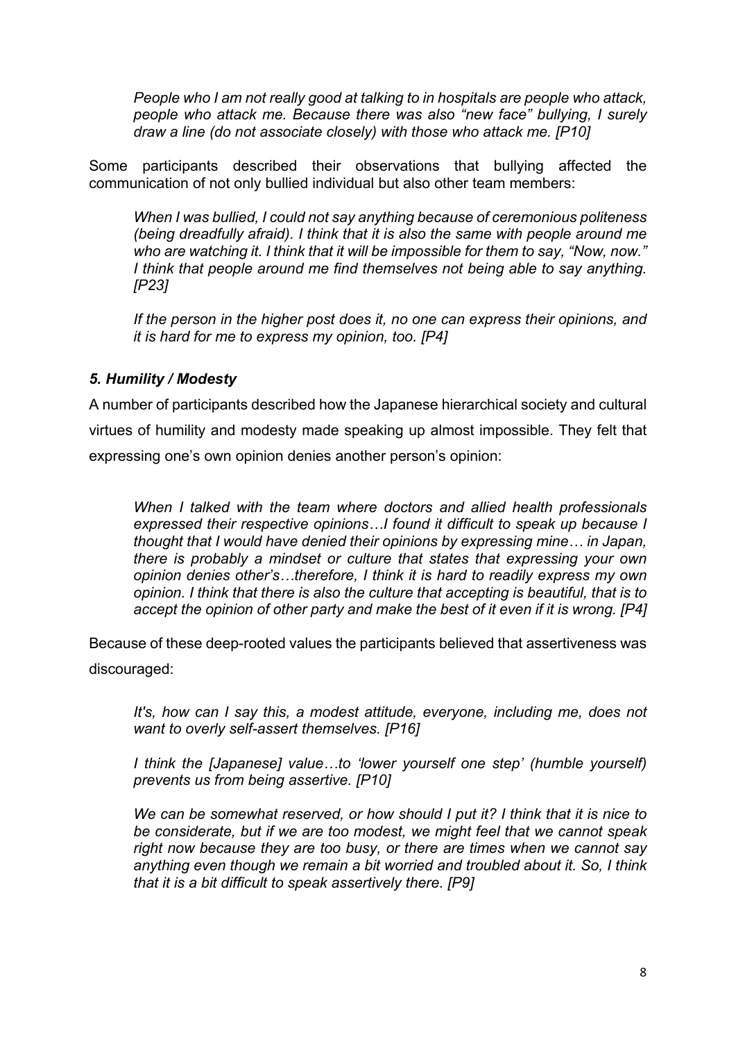*People who I am not really good at talking to in hospitals are people who attack, people who attack me. Because there was also "new face" bullying, I surely draw a line (do not associate closely) with those who attack me. [P10]*

Some participants described their observations that bullying affected the communication of not only bullied individual but also other team members:

*When I was bullied, I could not say anything because of ceremonious politeness (being dreadfully afraid). I think that it is also the same with people around me who are watching it. I think that it will be impossible for them to say, "Now, now." I think that people around me find themselves not being able to say anything. [P23]*

*If the person in the higher post does it, no one can express their opinions, and it is hard for me to express my opinion, too. [P4]*

### *5. Humility / Modesty*

A number of participants described how the Japanese hierarchical society and cultural virtues of humility and modesty made speaking up almost impossible. They felt that expressing one's own opinion denies another person's opinion:

*When I talked with the team where doctors and allied health professionals expressed their respective opinions…I found it difficult to speak up because I thought that I would have denied their opinions by expressing mine… in Japan, there is probably a mindset or culture that states that expressing your own opinion denies other's…therefore, I think it is hard to readily express my own opinion. I think that there is also the culture that accepting is beautiful, that is to accept the opinion of other party and make the best of it even if it is wrong. [P4]*

Because of these deep-rooted values the participants believed that assertiveness was discouraged:

*It's, how can I say this, a modest attitude, everyone, including me, does not want to overly self-assert themselves. [P16]*

*I think the [Japanese] value…to 'lower yourself one step' (humble yourself) prevents us from being assertive. [P10]*

*We can be somewhat reserved, or how should I put it? I think that it is nice to be considerate, but if we are too modest, we might feel that we cannot speak right now because they are too busy, or there are times when we cannot say anything even though we remain a bit worried and troubled about it. So, I think that it is a bit difficult to speak assertively there. [P9]*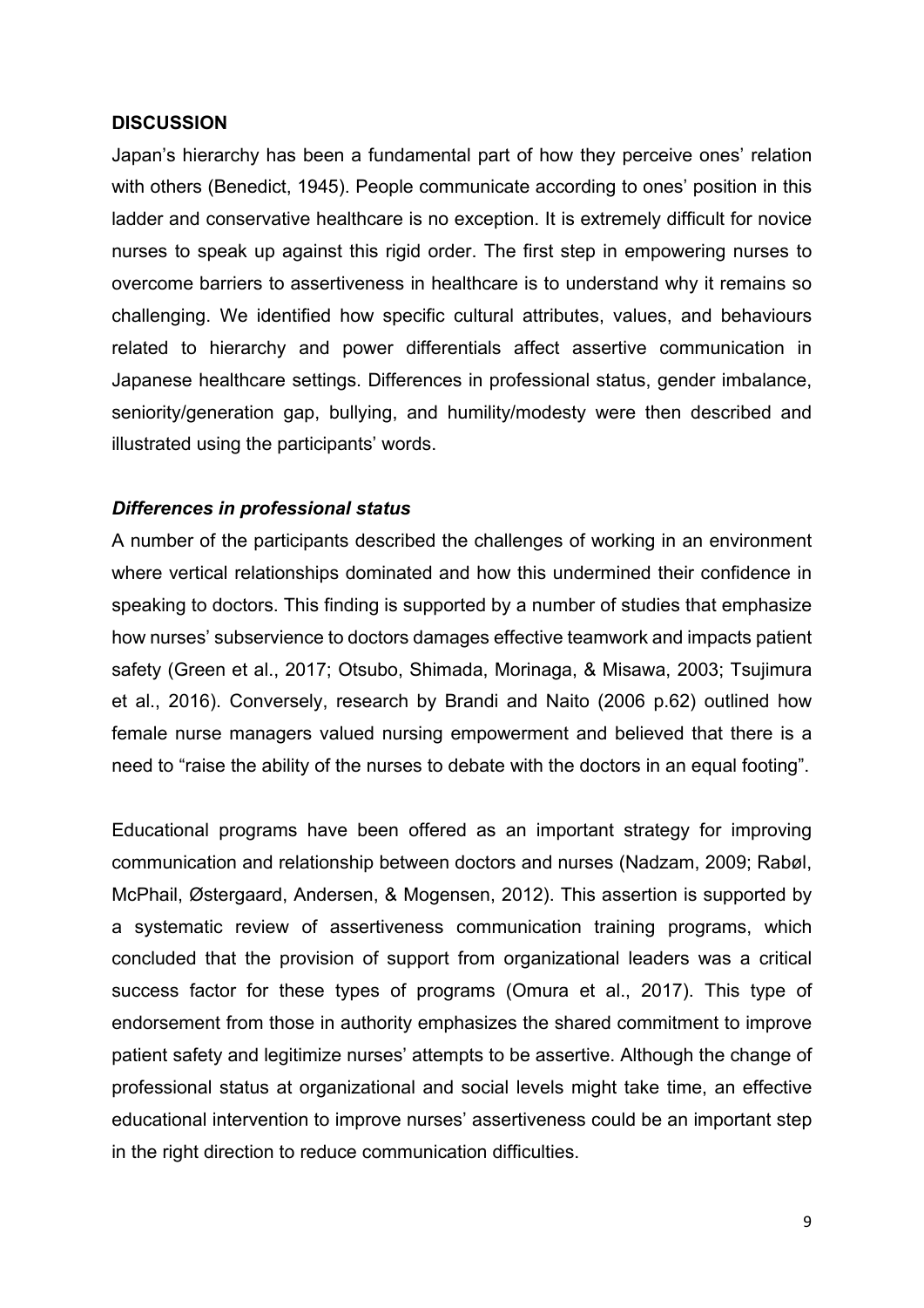## DISCUSSION

Japan's hierarchy has been a fundamental part of how they perceive ones' relation with others (Benedict, 1945). People communicate according to ones' position in this ladder and conservative healthcare is no exception. It is extremely difficult for novice nurses to speak up against this rigid order. The first step in empowering nurses to overcome barriers to assertiveness in healthcare is to understand why it remains so challenging. We identified how specific cultural attributes, values, and behaviours related to hierarchy and power differentials affect assertive communication in Japanese healthcare settings. Differences in professional status, gender imbalance, seniority/generation gap, bullying, and humility/modesty were then described and illustrated using the participants' words.

### *Differences in professional status*

A number of the participants described the challenges of working in an environment where vertical relationships dominated and how this undermined their confidence in speaking to doctors. This finding is supported by a number of studies that emphasize how nurses' subservience to doctors damages effective teamwork and impacts patient safety (Green et al., 2017; Otsubo, Shimada, Morinaga, & Misawa, 2003; Tsujimura et al., 2016). Conversely, research by Brandi and Naito (2006 p.62) outlined how female nurse managers valued nursing empowerment and believed that there is a need to "raise the ability of the nurses to debate with the doctors in an equal footing".

Educational programs have been offered as an important strategy for improving communication and relationship between doctors and nurses (Nadzam, 2009; Rabøl, McPhail, Østergaard, Andersen, & Mogensen, 2012). This assertion is supported by a systematic review of assertiveness communication training programs, which concluded that the provision of support from organizational leaders was a critical success factor for these types of programs (Omura et al., 2017). This type of endorsement from those in authority emphasizes the shared commitment to improve patient safety and legitimize nurses' attempts to be assertive. Although the change of professional status at organizational and social levels might take time, an effective educational intervention to improve nurses' assertiveness could be an important step in the right direction to reduce communication difficulties.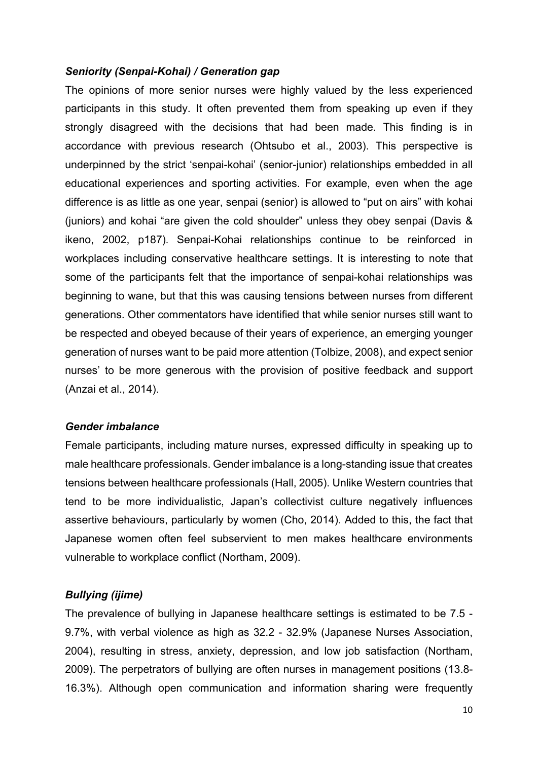### *Seniority (Senpai-Kohai) / Generation gap*

The opinions of more senior nurses were highly valued by the less experienced participants in this study. It often prevented them from speaking up even if they strongly disagreed with the decisions that had been made. This finding is in accordance with previous research (Ohtsubo et al., 2003). This perspective is underpinned by the strict 'senpai-kohai' (senior-junior) relationships embedded in all educational experiences and sporting activities. For example, even when the age difference is as little as one year, senpai (senior) is allowed to "put on airs" with kohai (juniors) and kohai "are given the cold shoulder" unless they obey senpai (Davis & ikeno, 2002, p187). Senpai-Kohai relationships continue to be reinforced in workplaces including conservative healthcare settings. It is interesting to note that some of the participants felt that the importance of senpai-kohai relationships was beginning to wane, but that this was causing tensions between nurses from different generations. Other commentators have identified that while senior nurses still want to be respected and obeyed because of their years of experience, an emerging younger generation of nurses want to be paid more attention (Tolbize, 2008), and expect senior nurses' to be more generous with the provision of positive feedback and support (Anzai et al., 2014).

### *Gender imbalance*

Female participants, including mature nurses, expressed difficulty in speaking up to male healthcare professionals. Gender imbalance is a long-standing issue that creates tensions between healthcare professionals (Hall, 2005). Unlike Western countries that tend to be more individualistic, Japan's collectivist culture negatively influences assertive behaviours, particularly by women (Cho, 2014). Added to this, the fact that Japanese women often feel subservient to men makes healthcare environments vulnerable to workplace conflict (Northam, 2009).

### *Bullying (ijime)*

The prevalence of bullying in Japanese healthcare settings is estimated to be 7.5 - 9.7%, with verbal violence as high as 32.2 - 32.9% (Japanese Nurses Association, 2004), resulting in stress, anxiety, depression, and low job satisfaction (Northam, 2009). The perpetrators of bullying are often nurses in management positions (13.8-16.3%). Although open communication and information sharing were frequently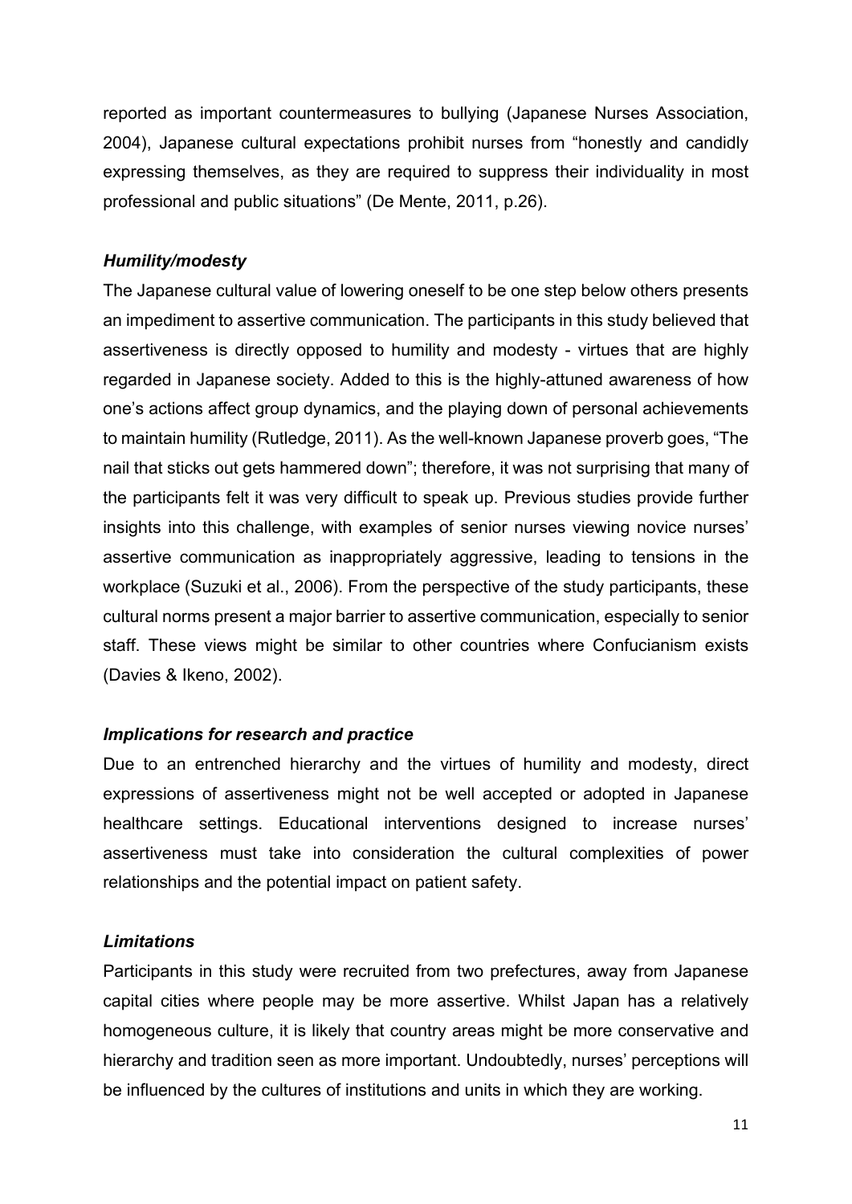reported as important countermeasures to bullying (Japanese Nurses Association, 2004), Japanese cultural expectations prohibit nurses from "honestly and candidly expressing themselves, as they are required to suppress their individuality in most professional and public situations" (De Mente, 2011, p.26).

### *Humility/modesty*

The Japanese cultural value of lowering oneself to be one step below others presents an impediment to assertive communication. The participants in this study believed that assertiveness is directly opposed to humility and modesty - virtues that are highly regarded in Japanese society. Added to this is the highly-attuned awareness of how one's actions affect group dynamics, and the playing down of personal achievements to maintain humility (Rutledge, 2011). As the well-known Japanese proverb goes, "The nail that sticks out gets hammered down"; therefore, it was not surprising that many of the participants felt it was very difficult to speak up. Previous studies provide further insights into this challenge, with examples of senior nurses viewing novice nurses' assertive communication as inappropriately aggressive, leading to tensions in the workplace (Suzuki et al., 2006). From the perspective of the study participants, these cultural norms present a major barrier to assertive communication, especially to senior staff. These views might be similar to other countries where Confucianism exists (Davies & Ikeno, 2002).

### *Implications for research and practice*

Due to an entrenched hierarchy and the virtues of humility and modesty, direct expressions of assertiveness might not be well accepted or adopted in Japanese healthcare settings. Educational interventions designed to increase nurses' assertiveness must take into consideration the cultural complexities of power relationships and the potential impact on patient safety.

### *Limitations*

Participants in this study were recruited from two prefectures, away from Japanese capital cities where people may be more assertive. Whilst Japan has a relatively homogeneous culture, it is likely that country areas might be more conservative and hierarchy and tradition seen as more important. Undoubtedly, nurses' perceptions will be influenced by the cultures of institutions and units in which they are working.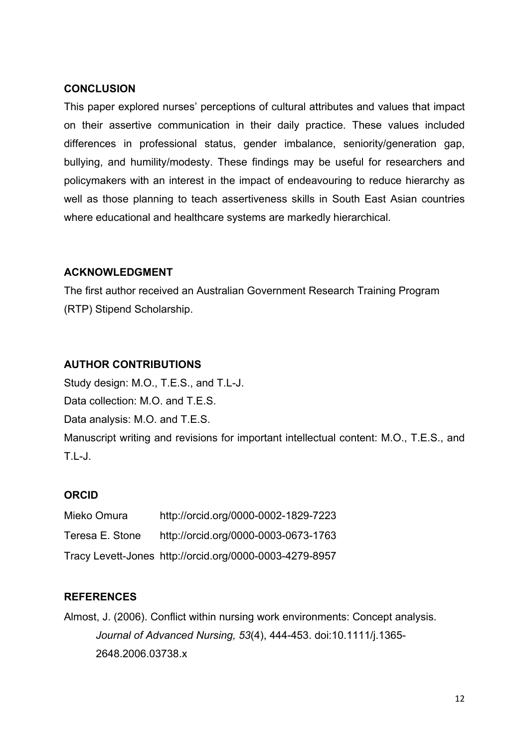## CONCLUSION

This paper explored nurses' perceptions of cultural attributes and values that impact on their assertive communication in their daily practice. These values included differences in professional status, gender imbalance, seniority/generation gap, bullying, and humility/modesty. These findings may be useful for researchers and policymakers with an interest in the impact of endeavouring to reduce hierarchy as well as those planning to teach assertiveness skills in South East Asian countries where educational and healthcare systems are markedly hierarchical.

## ACKNOWLEDGMENT

The first author received an Australian Government Research Training Program (RTP) Stipend Scholarship.

## AUTHOR CONTRIBUTIONS

Study design: M.O., T.E.S., and T.L-J.

Data collection: M.O. and T.E.S.

Data analysis: M.O. and T.E.S.

Manuscript writing and revisions for important intellectual content: M.O., T.E.S., and T.L-J.

## ORCID

Mieko Omura http://orcid.org/0000-0002-1829-7223

Teresa E. Stone http://orcid.org/0000-0003-0673-1763

Tracy Levett-Jones http://orcid.org/0000-0003-4279-8957

## REFERENCES

Almost, J. (2006). Conflict within nursing work environments: Concept analysis. *Journal of Advanced Nursing, 53*(4), 444-453. doi:10.1111/j.1365-2648.2006.03738.x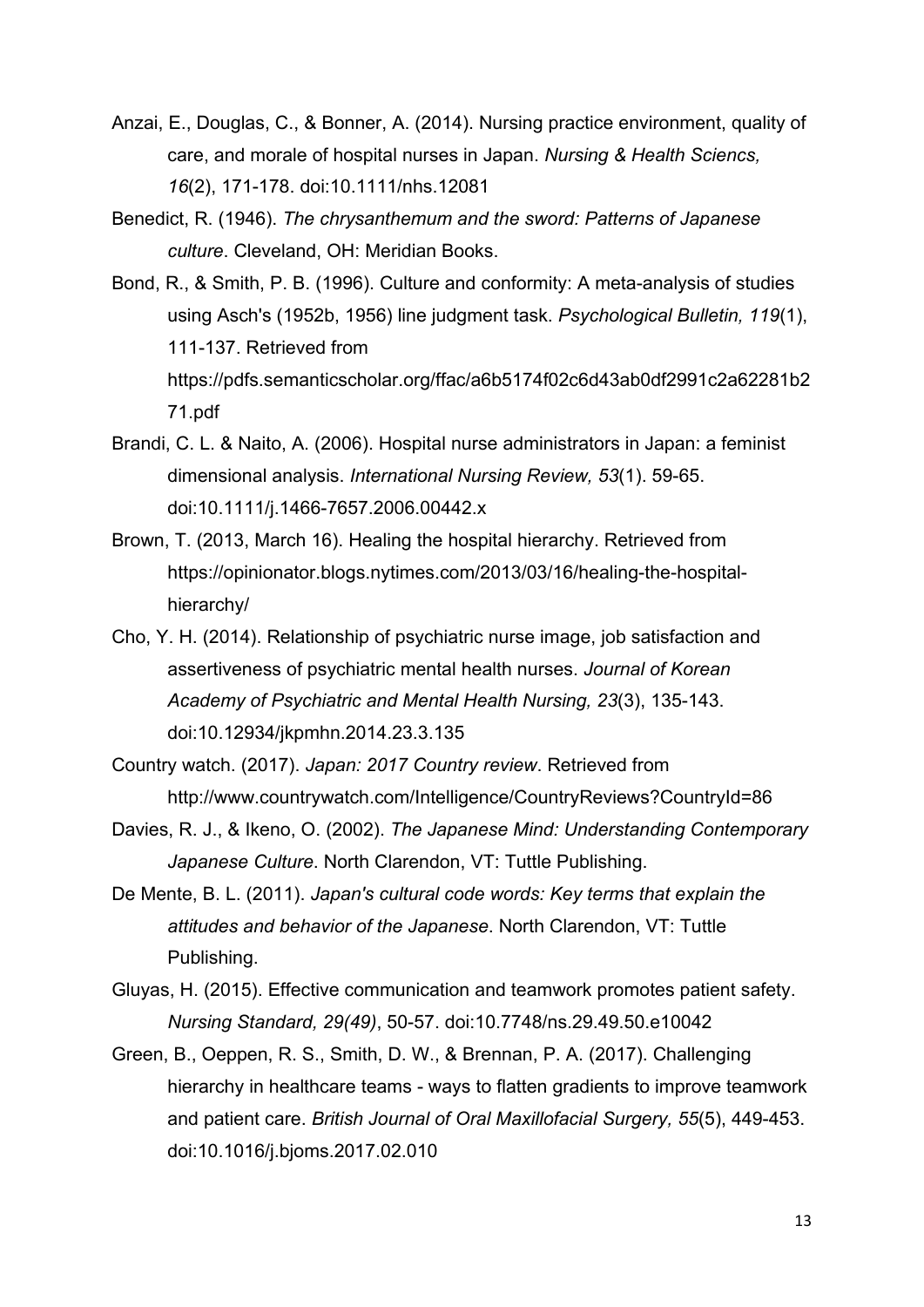Anzai, E., Douglas, C., & Bonner, A. (2014). Nursing practice environment, quality of care, and morale of hospital nurses in Japan. *Nursing & Health Sciencs, 16*(2), 171-178. doi:10.1111/nhs.12081

Benedict, R. (1946). *The chrysanthemum and the sword: Patterns of Japanese culture*. Cleveland, OH: Meridian Books.

Bond, R., & Smith, P. B. (1996). Culture and conformity: A meta-analysis of studies using Asch's (1952b, 1956) line judgment task. *Psychological Bulletin, 119*(1), 111-137. Retrieved from https://pdfs.semanticscholar.org/ffac/a6b5174f02c6d43ab0df2991c2a62281b271.pdf

Brandi, C. L. & Naito, A. (2006). Hospital nurse administrators in Japan: a feminist dimensional analysis. *International Nursing Review, 53*(1). 59-65. doi:10.1111/j.1466-7657.2006.00442.x

Brown, T. (2013, March 16). Healing the hospital hierarchy. Retrieved from https://opinionator.blogs.nytimes.com/2013/03/16/healing-the-hospital-hierarchy/

Cho, Y. H. (2014). Relationship of psychiatric nurse image, job satisfaction and assertiveness of psychiatric mental health nurses. *Journal of Korean Academy of Psychiatric and Mental Health Nursing, 23*(3), 135-143. doi:10.12934/jkpmhn.2014.23.3.135

Country watch. (2017). *Japan: 2017 Country review*. Retrieved from http://www.countrywatch.com/Intelligence/CountryReviews?CountryId=86

Davies, R. J., & Ikeno, O. (2002). *The Japanese Mind: Understanding Contemporary Japanese Culture*. North Clarendon, VT: Tuttle Publishing.

De Mente, B. L. (2011). *Japan's cultural code words: Key terms that explain the attitudes and behavior of the Japanese*. North Clarendon, VT: Tuttle Publishing.

Gluyas, H. (2015). Effective communication and teamwork promotes patient safety. *Nursing Standard, 29(49)*, 50-57. doi:10.7748/ns.29.49.50.e10042

Green, B., Oeppen, R. S., Smith, D. W., & Brennan, P. A. (2017). Challenging hierarchy in healthcare teams - ways to flatten gradients to improve teamwork and patient care. *British Journal of Oral Maxillofacial Surgery, 55*(5), 449-453. doi:10.1016/j.bjoms.2017.02.010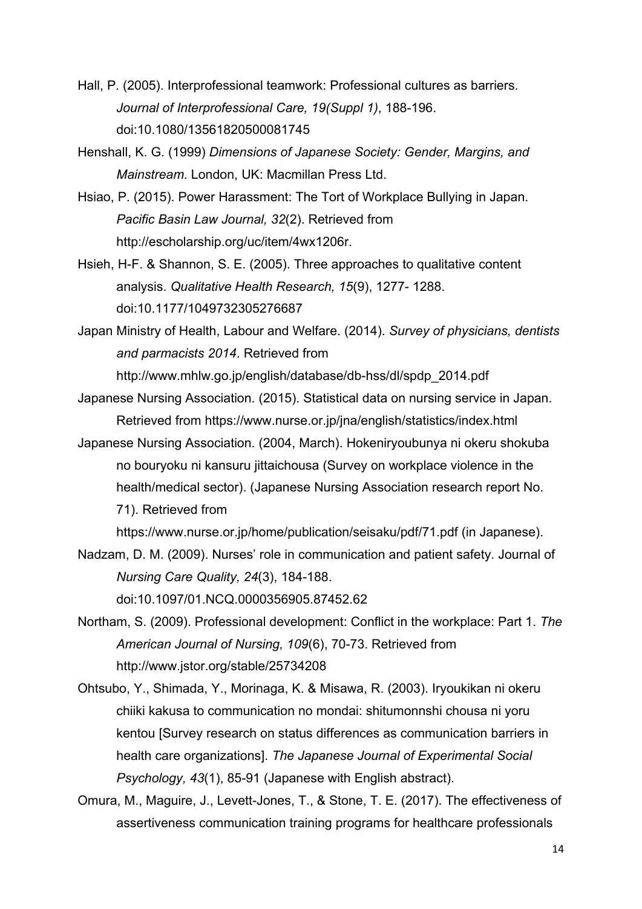Hall, P. (2005). Interprofessional teamwork: Professional cultures as barriers. *Journal of Interprofessional Care, 19(Suppl 1)*, 188-196. doi:10.1080/13561820500081745

Henshall, K. G. (1999) *Dimensions of Japanese Society: Gender, Margins, and Mainstream*. London, UK: Macmillan Press Ltd.

Hsiao, P. (2015). Power Harassment: The Tort of Workplace Bullying in Japan. *Pacific Basin Law Journal, 32*(2). Retrieved from http://escholarship.org/uc/item/4wx1206r.

Hsieh, H-F. & Shannon, S. E. (2005). Three approaches to qualitative content analysis. *Qualitative Health Research, 15*(9), 1277- 1288. doi:10.1177/1049732305276687

Japan Ministry of Health, Labour and Welfare. (2014). *Survey of physicians, dentists and parmacists 2014*. Retrieved from http://www.mhlw.go.jp/english/database/db-hss/dl/spdp_2014.pdf

Japanese Nursing Association. (2015). Statistical data on nursing service in Japan. Retrieved from https://www.nurse.or.jp/jna/english/statistics/index.html

Japanese Nursing Association. (2004, March). Hokeniryoubunya ni okeru shokuba no bouryoku ni kansuru jittaichousa (Survey on workplace violence in the health/medical sector). (Japanese Nursing Association research report No. 71). Retrieved from https://www.nurse.or.jp/home/publication/seisaku/pdf/71.pdf (in Japanese).

Nadzam, D. M. (2009). Nurses' role in communication and patient safety. Journal of *Nursing Care Quality, 24*(3), 184-188. doi:10.1097/01.NCQ.0000356905.87452.62

Northam, S. (2009). Professional development: Conflict in the workplace: Part 1. *The American Journal of Nursing, 109*(6), 70-73. Retrieved from http://www.jstor.org/stable/25734208

Ohtsubo, Y., Shimada, Y., Morinaga, K. & Misawa, R. (2003). Iryoukikan ni okeru chiiki kakusa to communication no mondai: shitumonnshi chousa ni yoru kentou [Survey research on status differences as communication barriers in health care organizations]. *The Japanese Journal of Experimental Social Psychology, 43*(1), 85-91 (Japanese with English abstract).

Omura, M., Maguire, J., Levett-Jones, T., & Stone, T. E. (2017). The effectiveness of assertiveness communication training programs for healthcare professionals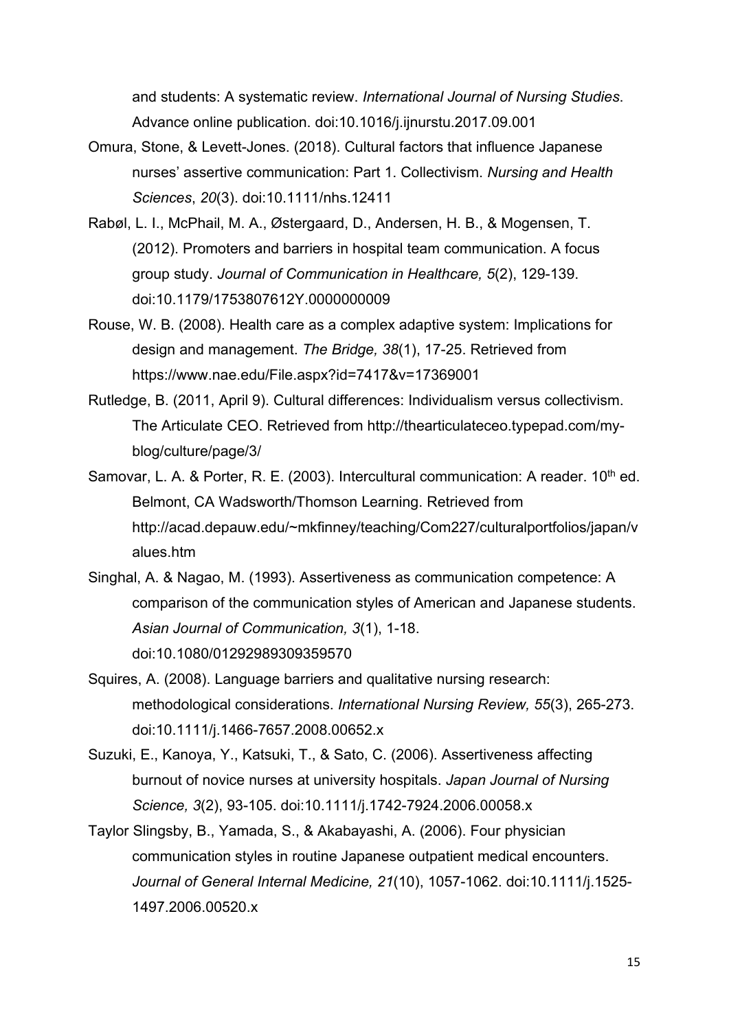and students: A systematic review. *International Journal of Nursing Studies*. Advance online publication. doi:10.1016/j.ijnurstu.2017.09.001

Omura, Stone, & Levett-Jones. (2018). Cultural factors that influence Japanese nurses' assertive communication: Part 1. Collectivism. *Nursing and Health Sciences*, *20*(3). doi:10.1111/nhs.12411

Rabøl, L. I., McPhail, M. A., Østergaard, D., Andersen, H. B., & Mogensen, T. (2012). Promoters and barriers in hospital team communication. A focus group study. *Journal of Communication in Healthcare, 5*(2), 129-139. doi:10.1179/1753807612Y.0000000009

Rouse, W. B. (2008). Health care as a complex adaptive system: Implications for design and management. *The Bridge, 38*(1), 17-25. Retrieved from https://www.nae.edu/File.aspx?id=7417&v=17369001

Rutledge, B. (2011, April 9). Cultural differences: Individualism versus collectivism. The Articulate CEO. Retrieved from http://thearticulateceo.typepad.com/my-blog/culture/page/3/

Samovar, L. A. & Porter, R. E. (2003). Intercultural communication: A reader. 10th ed. Belmont, CA Wadsworth/Thomson Learning. Retrieved from http://acad.depauw.edu/~mkfinney/teaching/Com227/culturalportfolios/japan/values.htm

Singhal, A. & Nagao, M. (1993). Assertiveness as communication competence: A comparison of the communication styles of American and Japanese students. *Asian Journal of Communication, 3*(1), 1-18. doi:10.1080/01292989309359570

Squires, A. (2008). Language barriers and qualitative nursing research: methodological considerations. *International Nursing Review, 55*(3), 265-273. doi:10.1111/j.1466-7657.2008.00652.x

Suzuki, E., Kanoya, Y., Katsuki, T., & Sato, C. (2006). Assertiveness affecting burnout of novice nurses at university hospitals. *Japan Journal of Nursing Science, 3*(2), 93-105. doi:10.1111/j.1742-7924.2006.00058.x

Taylor Slingsby, B., Yamada, S., & Akabayashi, A. (2006). Four physician communication styles in routine Japanese outpatient medical encounters. *Journal of General Internal Medicine, 21*(10), 1057-1062. doi:10.1111/j.1525-1497.2006.00520.x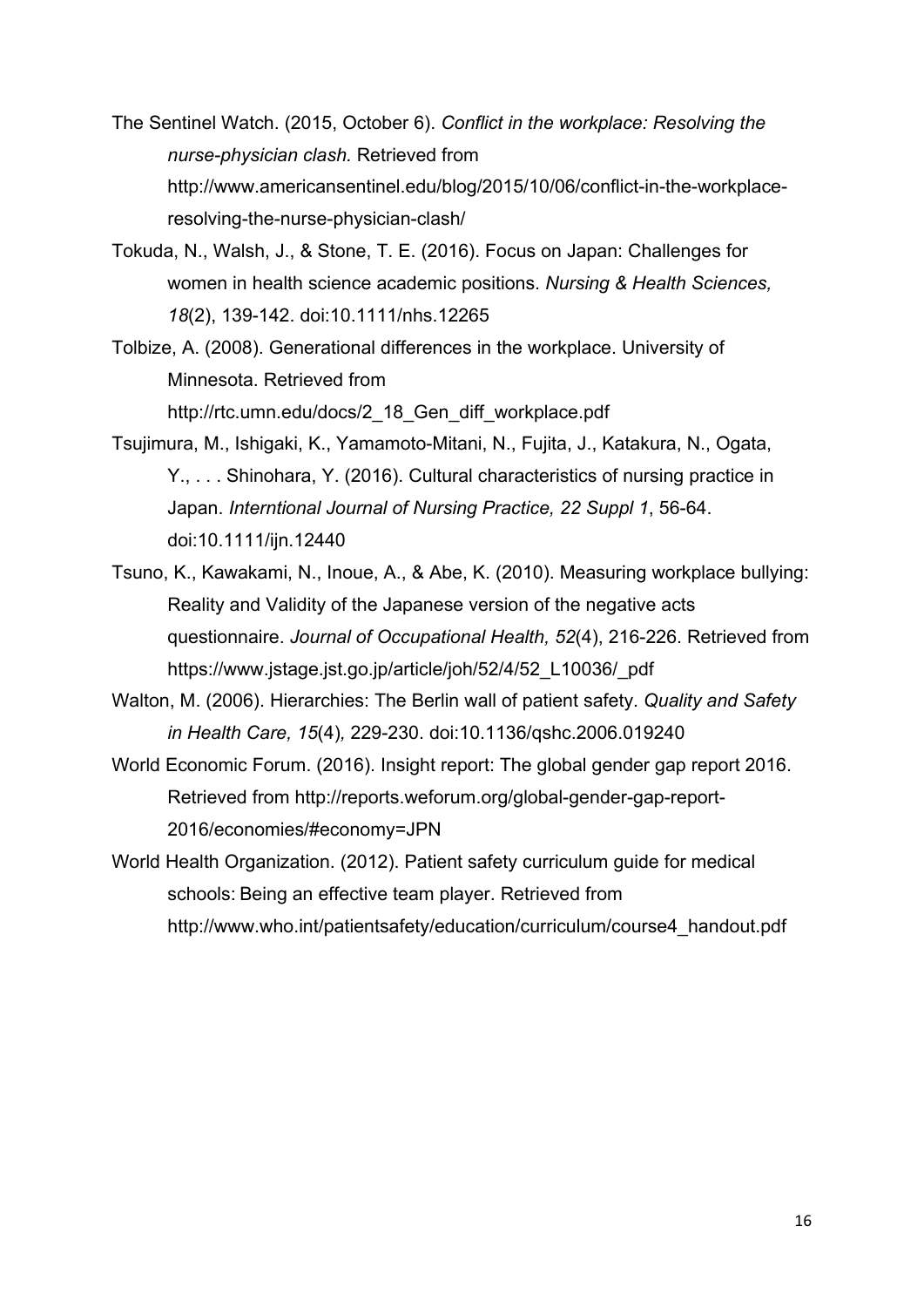The Sentinel Watch. (2015, October 6). *Conflict in the workplace: Resolving the nurse-physician clash.* Retrieved from http://www.americansentinel.edu/blog/2015/10/06/conflict-in-the-workplace-resolving-the-nurse-physician-clash/

Tokuda, N., Walsh, J., & Stone, T. E. (2016). Focus on Japan: Challenges for women in health science academic positions. *Nursing & Health Sciences, 18*(2), 139-142. doi:10.1111/nhs.12265

Tolbize, A. (2008). Generational differences in the workplace. University of Minnesota. Retrieved from http://rtc.umn.edu/docs/2_18_Gen_diff_workplace.pdf

Tsujimura, M., Ishigaki, K., Yamamoto-Mitani, N., Fujita, J., Katakura, N., Ogata, Y., . . . Shinohara, Y. (2016). Cultural characteristics of nursing practice in Japan. *Interntional Journal of Nursing Practice, 22 Suppl 1*, 56-64. doi:10.1111/ijn.12440

Tsuno, K., Kawakami, N., Inoue, A., & Abe, K. (2010). Measuring workplace bullying: Reality and Validity of the Japanese version of the negative acts questionnaire. *Journal of Occupational Health, 52*(4), 216-226. Retrieved from https://www.jstage.jst.go.jp/article/joh/52/4/52_L10036/_pdf

Walton, M. (2006). Hierarchies: The Berlin wall of patient safety. *Quality and Safety in Health Care, 15*(4), 229-230. doi:10.1136/qshc.2006.019240

World Economic Forum. (2016). Insight report: The global gender gap report 2016. Retrieved from http://reports.weforum.org/global-gender-gap-report-2016/economies/#economy=JPN

World Health Organization. (2012). Patient safety curriculum guide for medical schools: Being an effective team player. Retrieved from http://www.who.int/patientsafety/education/curriculum/course4_handout.pdf